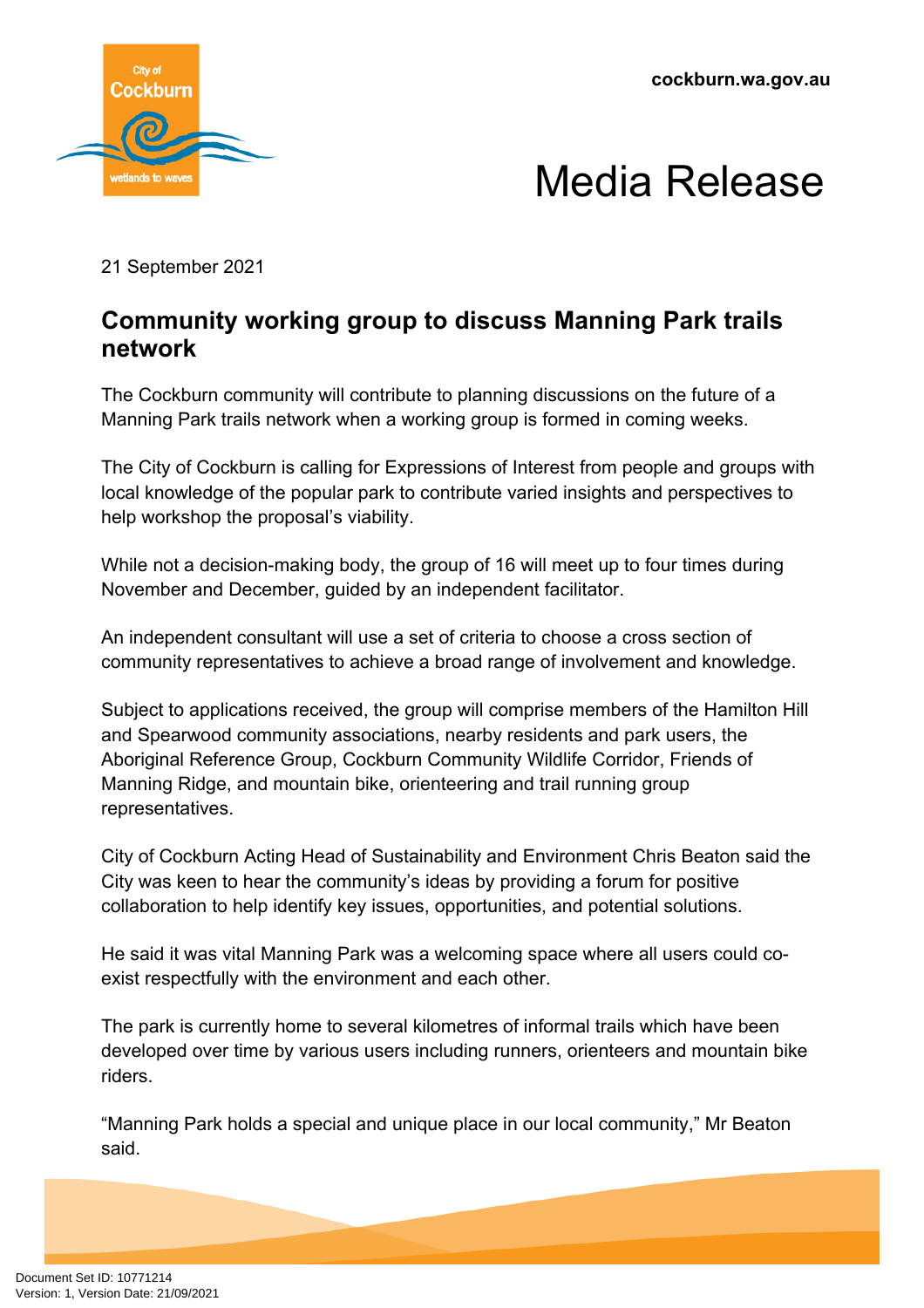cockburn.wa.gov.au

# Media Release

21 September 2021

## Community working group to discuss Manning Park trails network

The Cockburn community will contribute to planning discussions on the future of a Manning Park trails network when a working group is formed in coming weeks.

The City of Cockburn is calling for Expressions of Interest from people and groups with local knowledge of the popular park to contribute varied insights and perspectives to help workshop the proposal's viability.

While not a decision-making body, the group of 16 will meet up to four times during November and December, guided by an independent facilitator.

An independent consultant will use a set of criteria to choose a cross section of community representatives to achieve a broad range of involvement and knowledge.

Subject to applications received, the group will comprise members of the Hamilton Hill and Spearwood community associations, nearby residents and park users, the Aboriginal Reference Group, Cockburn Community Wildlife Corridor, Friends of Manning Ridge, and mountain bike, orienteering and trail running group representatives.

City of Cockburn Acting Head of Sustainability and Environment Chris Beaton said the City was keen to hear the community's ideas by providing a forum for positive collaboration to help identify key issues, opportunities, and potential solutions.

He said it was vital Manning Park was a welcoming space where all users could co-exist respectfully with the environment and each other.

The park is currently home to several kilometres of informal trails which have been developed over time by various users including runners, orienteers and mountain bike riders.

"Manning Park holds a special and unique place in our local community," Mr Beaton said.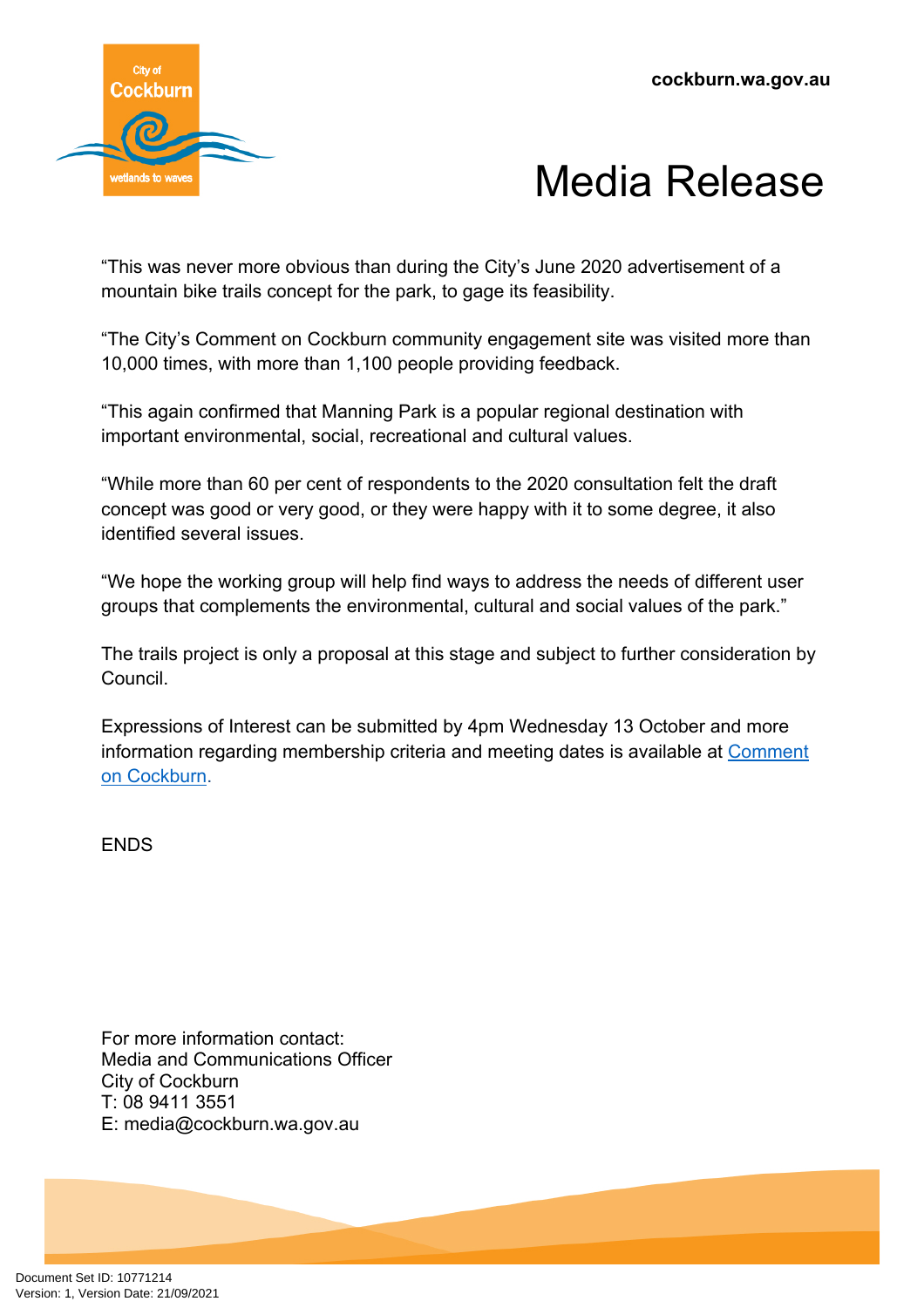“This was never more obvious than during the City’s June 2020 advertisement of a mountain bike trails concept for the park, to gage its feasibility.

“The City’s Comment on Cockburn community engagement site was visited more than 10,000 times, with more than 1,100 people providing feedback.

“This again confirmed that Manning Park is a popular regional destination with important environmental, social, recreational and cultural values.

“While more than 60 per cent of respondents to the 2020 consultation felt the draft concept was good or very good, or they were happy with it to some degree, it also identified several issues.

“We hope the working group will help find ways to address the needs of different user groups that complements the environmental, cultural and social values of the park.”

The trails project is only a proposal at this stage and subject to further consideration by Council.

Expressions of Interest can be submitted by 4pm Wednesday 13 October and more information regarding membership criteria and meeting dates is available at Comment on Cockburn.

ENDS

For more information contact:
Media and Communications Officer
City of Cockburn
T: 08 9411 3551
E: media@cockburn.wa.gov.au